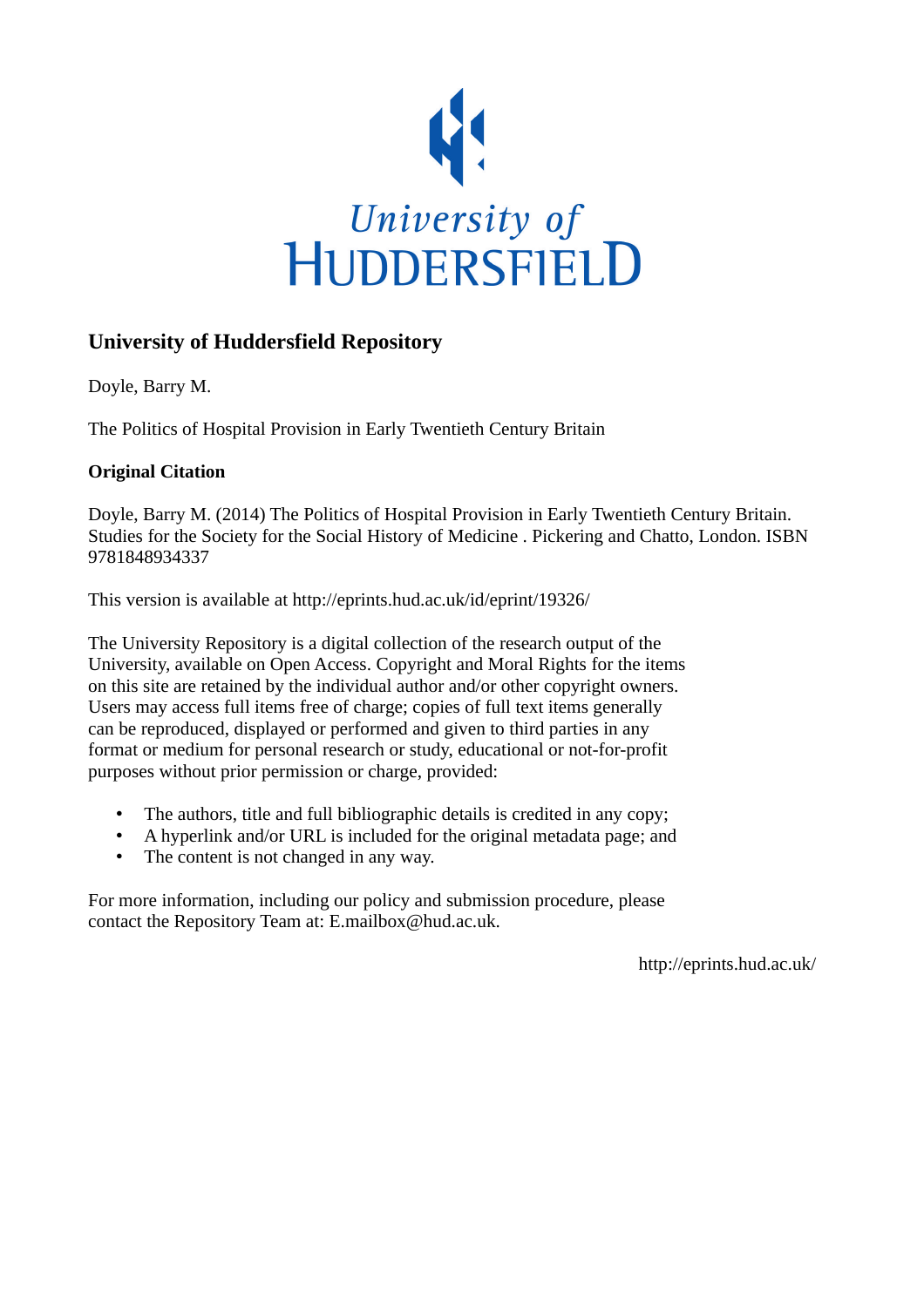University of HUDDERSFIELD

## University of Huddersfield Repository

Doyle, Barry M.

The Politics of Hospital Provision in Early Twentieth Century Britain

### Original Citation

Doyle, Barry M. (2014) The Politics of Hospital Provision in Early Twentieth Century Britain. Studies for the Society for the Social History of Medicine . Pickering and Chatto, London. ISBN 9781848934337

This version is available at http://eprints.hud.ac.uk/id/eprint/19326/

The University Repository is a digital collection of the research output of the University, available on Open Access. Copyright and Moral Rights for the items on this site are retained by the individual author and/or other copyright owners. Users may access full items free of charge; copies of full text items generally can be reproduced, displayed or performed and given to third parties in any format or medium for personal research or study, educational or not-for-profit purposes without prior permission or charge, provided:

- The authors, title and full bibliographic details is credited in any copy;
- A hyperlink and/or URL is included for the original metadata page; and
- The content is not changed in any way.

For more information, including our policy and submission procedure, please contact the Repository Team at: E.mailbox@hud.ac.uk.

http://eprints.hud.ac.uk/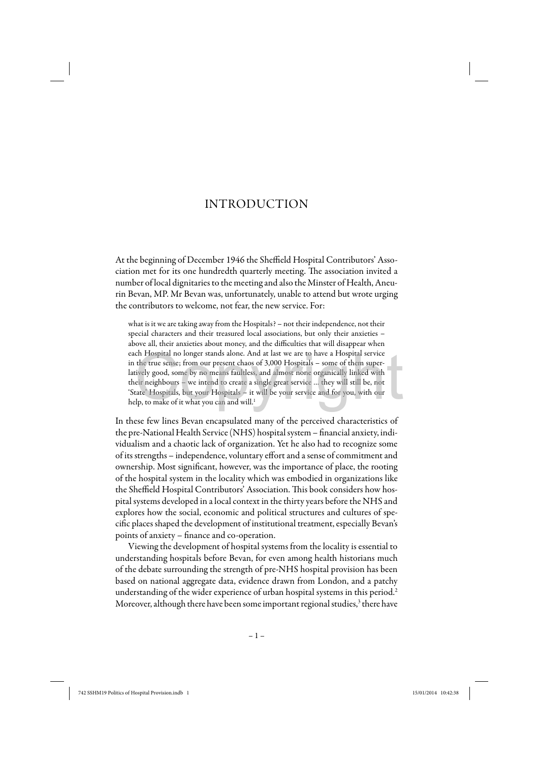# INTRODUCTION

At the beginning of December 1946 the Sheffield Hospital Contributors' Association met for its one hundredth quarterly meeting. The association invited a number of local dignitaries to the meeting and also the Minster of Health, Aneurin Bevan, MP. Mr Bevan was, unfortunately, unable to attend but wrote urging the contributors to welcome, not fear, the new service. For:

> what is it we are taking away from the Hospitals? – not their independence, not their special characters and their treasured local associations, but only their anxieties – above all, their anxieties about money, and the difficulties that will disappear when each Hospital no longer stands alone. And at last we are to have a Hospital service in the true sense; from our present chaos of 3,000 Hospitals – some of them superlatively good, some by no means faultless, and almost none organically linked with their neighbours – we intend to create a single great service ... they will still be, not 'State' Hospitals, but your Hospitals – it will be your service and for you, with our help, to make of it what you can and will.[1]

In these few lines Bevan encapsulated many of the perceived characteristics of the pre-National Health Service (NHS) hospital system – financial anxiety, individualism and a chaotic lack of organization. Yet he also had to recognize some of its strengths – independence, voluntary effort and a sense of commitment and ownership. Most significant, however, was the importance of place, the rooting of the hospital system in the locality which was embodied in organizations like the Sheffield Hospital Contributors' Association. This book considers how hospital systems developed in a local context in the thirty years before the NHS and explores how the social, economic and political structures and cultures of specific places shaped the development of institutional treatment, especially Bevan's points of anxiety – finance and co-operation.

Viewing the development of hospital systems from the locality is essential to understanding hospitals before Bevan, for even among health historians much of the debate surrounding the strength of pre-NHS hospital provision has been based on national aggregate data, evidence drawn from London, and a patchy understanding of the wider experience of urban hospital systems in this period.[2] Moreover, although there have been some important regional studies,[3] there have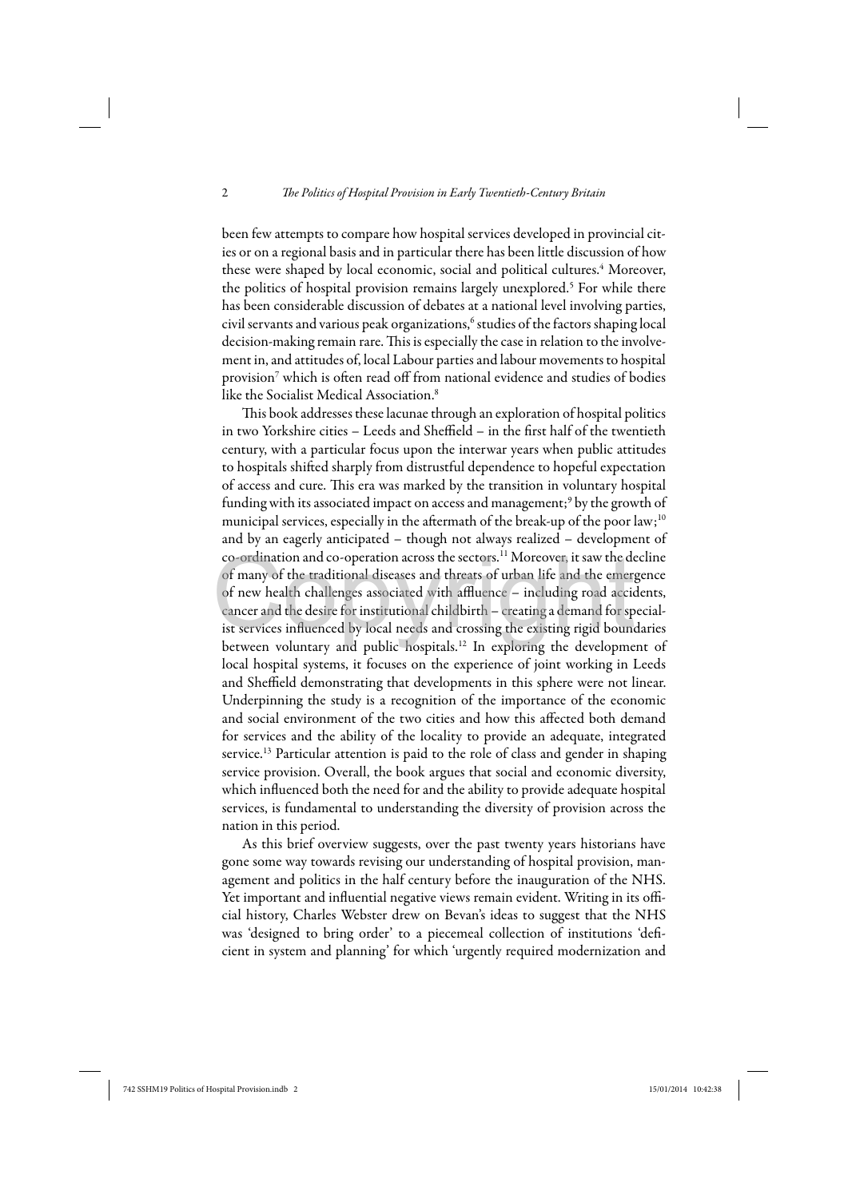been few attempts to compare how hospital services developed in provincial cities or on a regional basis and in particular there has been little discussion of how these were shaped by local economic, social and political cultures.[4] Moreover, the politics of hospital provision remains largely unexplored.[5] For while there has been considerable discussion of debates at a national level involving parties, civil servants and various peak organizations,[6] studies of the factors shaping local decision-making remain rare. This is especially the case in relation to the involvement in, and attitudes of, local Labour parties and labour movements to hospital provision[7] which is often read off from national evidence and studies of bodies like the Socialist Medical Association.[8]

This book addresses these lacunae through an exploration of hospital politics in two Yorkshire cities – Leeds and Sheffield – in the first half of the twentieth century, with a particular focus upon the interwar years when public attitudes to hospitals shifted sharply from distrustful dependence to hopeful expectation of access and cure. This era was marked by the transition in voluntary hospital funding with its associated impact on access and management;[9] by the growth of municipal services, especially in the aftermath of the break-up of the poor law;[10] and by an eagerly anticipated – though not always realized – development of co-ordination and co-operation across the sectors.[11] Moreover, it saw the decline of many of the traditional diseases and threats of urban life and the emergence of new health challenges associated with affluence – including road accidents, cancer and the desire for institutional childbirth – creating a demand for specialist services influenced by local needs and crossing the existing rigid boundaries between voluntary and public hospitals.[12] In exploring the development of local hospital systems, it focuses on the experience of joint working in Leeds and Sheffield demonstrating that developments in this sphere were not linear. Underpinning the study is a recognition of the importance of the economic and social environment of the two cities and how this affected both demand for services and the ability of the locality to provide an adequate, integrated service.[13] Particular attention is paid to the role of class and gender in shaping service provision. Overall, the book argues that social and economic diversity, which influenced both the need for and the ability to provide adequate hospital services, is fundamental to understanding the diversity of provision across the nation in this period.

As this brief overview suggests, over the past twenty years historians have gone some way towards revising our understanding of hospital provision, management and politics in the half century before the inauguration of the NHS. Yet important and influential negative views remain evident. Writing in its official history, Charles Webster drew on Bevan's ideas to suggest that the NHS was 'designed to bring order' to a piecemeal collection of institutions 'deficient in system and planning' for which 'urgently required modernization and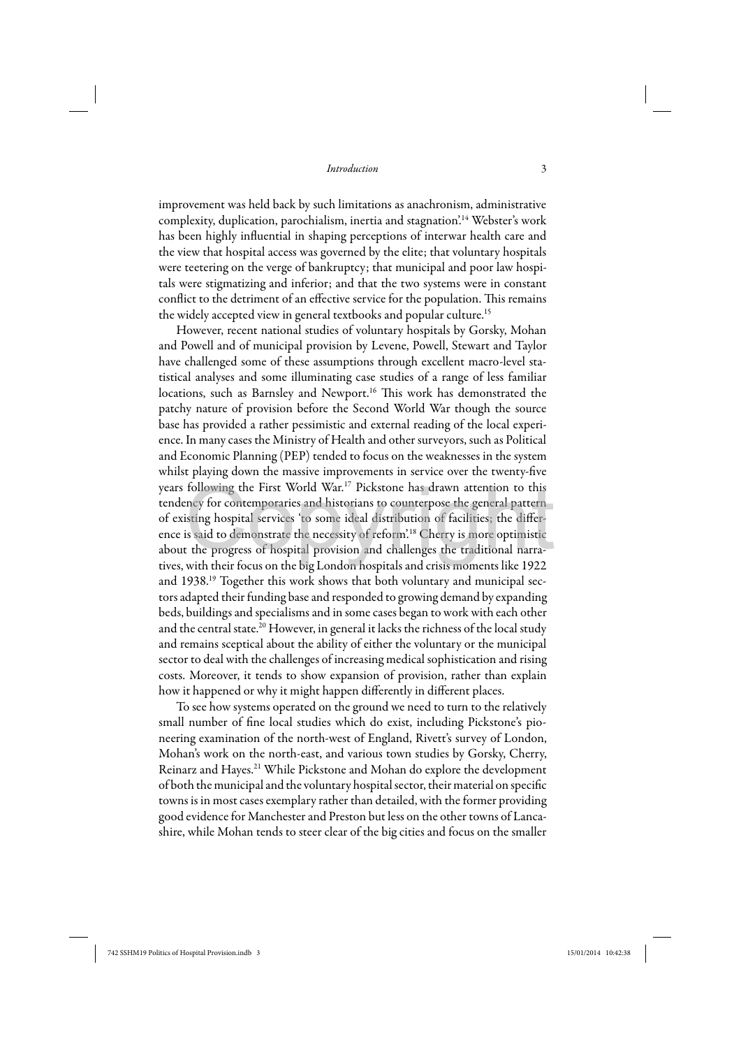improvement was held back by such limitations as anachronism, administrative complexity, duplication, parochialism, inertia and stagnation'.[14] Webster's work has been highly influential in shaping perceptions of interwar health care and the view that hospital access was governed by the elite; that voluntary hospitals were teetering on the verge of bankruptcy; that municipal and poor law hospitals were stigmatizing and inferior; and that the two systems were in constant conflict to the detriment of an effective service for the population. This remains the widely accepted view in general textbooks and popular culture.[15]

However, recent national studies of voluntary hospitals by Gorsky, Mohan and Powell and of municipal provision by Levene, Powell, Stewart and Taylor have challenged some of these assumptions through excellent macro-level statistical analyses and some illuminating case studies of a range of less familiar locations, such as Barnsley and Newport.[16] This work has demonstrated the patchy nature of provision before the Second World War though the source base has provided a rather pessimistic and external reading of the local experience. In many cases the Ministry of Health and other surveyors, such as Political and Economic Planning (PEP) tended to focus on the weaknesses in the system whilst playing down the massive improvements in service over the twenty-five years following the First World War.[17] Pickstone has drawn attention to this tendency for contemporaries and historians to counterpose the general pattern of existing hospital services 'to some ideal distribution of facilities; the difference is said to demonstrate the necessity of reform'.[18] Cherry is more optimistic about the progress of hospital provision and challenges the traditional narratives, with their focus on the big London hospitals and crisis moments like 1922 and 1938.[19] Together this work shows that both voluntary and municipal sectors adapted their funding base and responded to growing demand by expanding beds, buildings and specialisms and in some cases began to work with each other and the central state.[20] However, in general it lacks the richness of the local study and remains sceptical about the ability of either the voluntary or the municipal sector to deal with the challenges of increasing medical sophistication and rising costs. Moreover, it tends to show expansion of provision, rather than explain how it happened or why it might happen differently in different places.

To see how systems operated on the ground we need to turn to the relatively small number of fine local studies which do exist, including Pickstone's pioneering examination of the north-west of England, Rivett's survey of London, Mohan's work on the north-east, and various town studies by Gorsky, Cherry, Reinarz and Hayes.[21] While Pickstone and Mohan do explore the development of both the municipal and the voluntary hospital sector, their material on specific towns is in most cases exemplary rather than detailed, with the former providing good evidence for Manchester and Preston but less on the other towns of Lancashire, while Mohan tends to steer clear of the big cities and focus on the smaller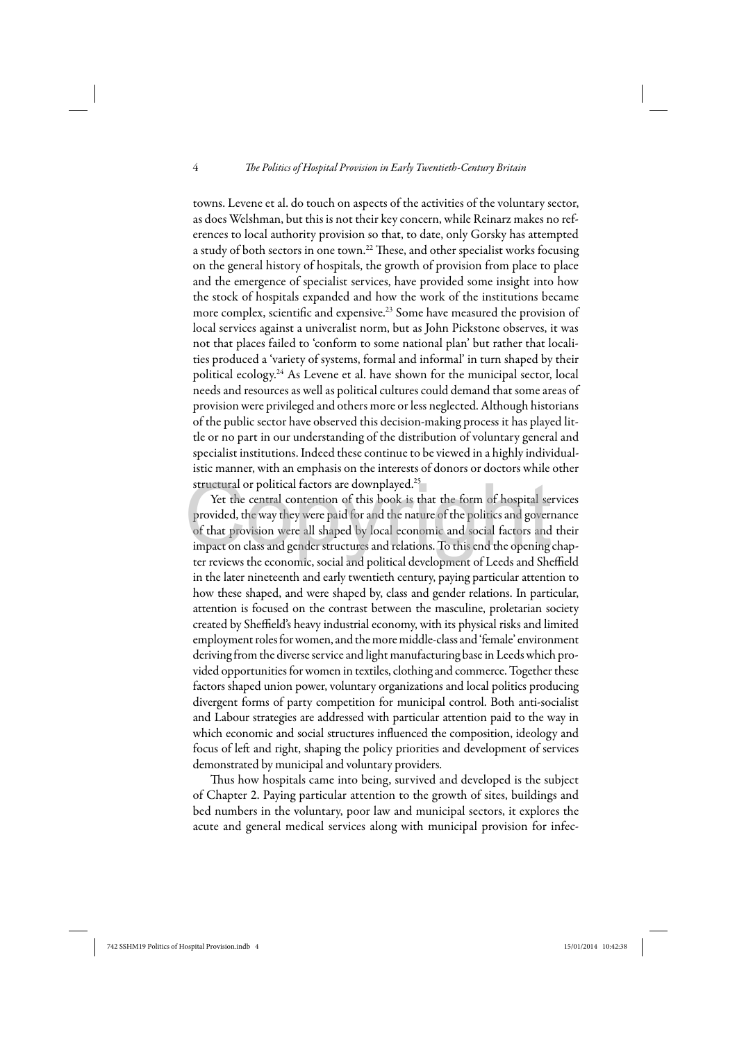towns. Levene et al. do touch on aspects of the activities of the voluntary sector, as does Welshman, but this is not their key concern, while Reinarz makes no references to local authority provision so that, to date, only Gorsky has attempted a study of both sectors in one town.[22] These, and other specialist works focusing on the general history of hospitals, the growth of provision from place to place and the emergence of specialist services, have provided some insight into how the stock of hospitals expanded and how the work of the institutions became more complex, scientific and expensive.[23] Some have measured the provision of local services against a univeralist norm, but as John Pickstone observes, it was not that places failed to 'conform to some national plan' but rather that localities produced a 'variety of systems, formal and informal' in turn shaped by their political ecology.[24] As Levene et al. have shown for the municipal sector, local needs and resources as well as political cultures could demand that some areas of provision were privileged and others more or less neglected. Although historians of the public sector have observed this decision-making process it has played little or no part in our understanding of the distribution of voluntary general and specialist institutions. Indeed these continue to be viewed in a highly individualistic manner, with an emphasis on the interests of donors or doctors while other structural or political factors are downplayed.[25]

Yet the central contention of this book is that the form of hospital services provided, the way they were paid for and the nature of the politics and governance of that provision were all shaped by local economic and social factors and their impact on class and gender structures and relations. To this end the opening chapter reviews the economic, social and political development of Leeds and Sheffield in the later nineteenth and early twentieth century, paying particular attention to how these shaped, and were shaped by, class and gender relations. In particular, attention is focused on the contrast between the masculine, proletarian society created by Sheffield's heavy industrial economy, with its physical risks and limited employment roles for women, and the more middle-class and 'female' environment deriving from the diverse service and light manufacturing base in Leeds which provided opportunities for women in textiles, clothing and commerce. Together these factors shaped union power, voluntary organizations and local politics producing divergent forms of party competition for municipal control. Both anti-socialist and Labour strategies are addressed with particular attention paid to the way in which economic and social structures influenced the composition, ideology and focus of left and right, shaping the policy priorities and development of services demonstrated by municipal and voluntary providers.

Thus how hospitals came into being, survived and developed is the subject of Chapter 2. Paying particular attention to the growth of sites, buildings and bed numbers in the voluntary, poor law and municipal sectors, it explores the acute and general medical services along with municipal provision for infec-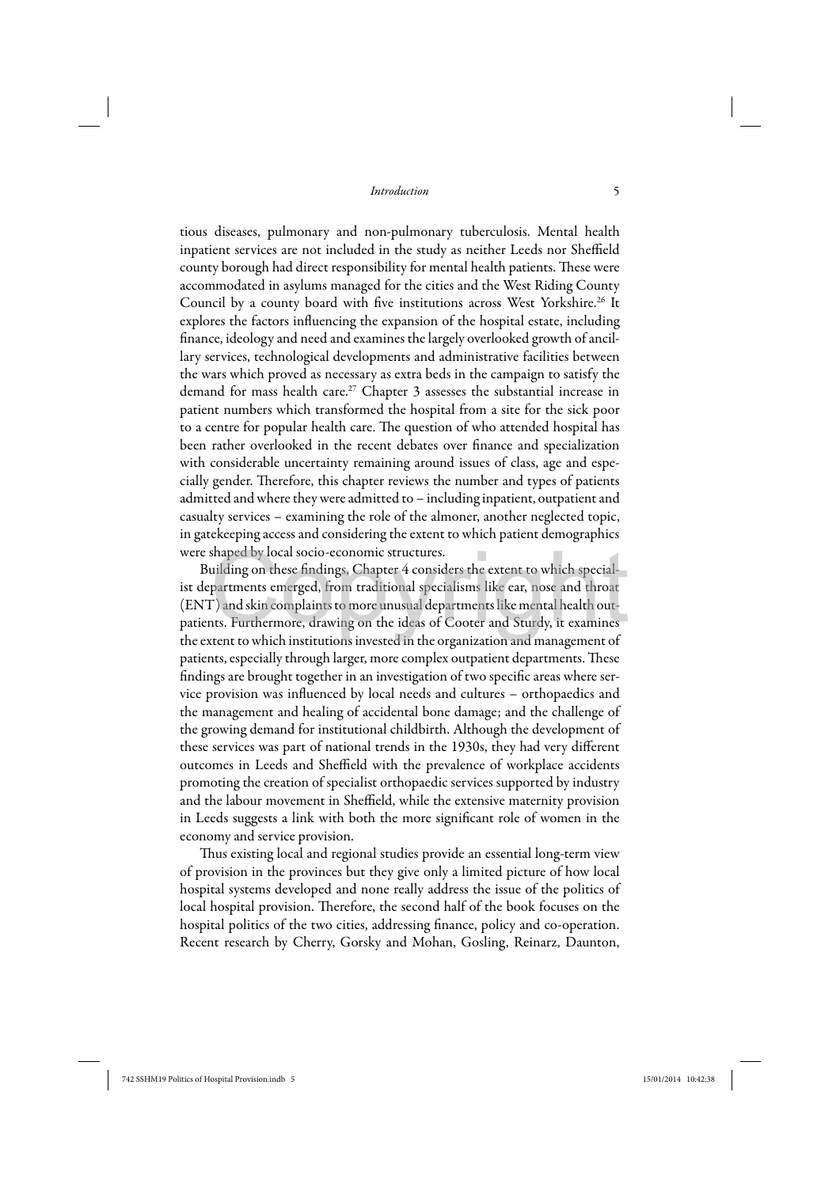tious diseases, pulmonary and non-pulmonary tuberculosis. Mental health inpatient services are not included in the study as neither Leeds nor Sheffield county borough had direct responsibility for mental health patients. These were accommodated in asylums managed for the cities and the West Riding County Council by a county board with five institutions across West Yorkshire.[26] It explores the factors influencing the expansion of the hospital estate, including finance, ideology and need and examines the largely overlooked growth of ancillary services, technological developments and administrative facilities between the wars which proved as necessary as extra beds in the campaign to satisfy the demand for mass health care.[27] Chapter 3 assesses the substantial increase in patient numbers which transformed the hospital from a site for the sick poor to a centre for popular health care. The question of who attended hospital has been rather overlooked in the recent debates over finance and specialization with considerable uncertainty remaining around issues of class, age and especially gender. Therefore, this chapter reviews the number and types of patients admitted and where they were admitted to – including inpatient, outpatient and casualty services – examining the role of the almoner, another neglected topic, in gatekeeping access and considering the extent to which patient demographics were shaped by local socio-economic structures.

Building on these findings, Chapter 4 considers the extent to which specialist departments emerged, from traditional specialisms like ear, nose and throat (ENT) and skin complaints to more unusual departments like mental health outpatients. Furthermore, drawing on the ideas of Cooter and Sturdy, it examines the extent to which institutions invested in the organization and management of patients, especially through larger, more complex outpatient departments. These findings are brought together in an investigation of two specific areas where service provision was influenced by local needs and cultures – orthopaedics and the management and healing of accidental bone damage; and the challenge of the growing demand for institutional childbirth. Although the development of these services was part of national trends in the 1930s, they had very different outcomes in Leeds and Sheffield with the prevalence of workplace accidents promoting the creation of specialist orthopaedic services supported by industry and the labour movement in Sheffield, while the extensive maternity provision in Leeds suggests a link with both the more significant role of women in the economy and service provision.

Thus existing local and regional studies provide an essential long-term view of provision in the provinces but they give only a limited picture of how local hospital systems developed and none really address the issue of the politics of local hospital provision. Therefore, the second half of the book focuses on the hospital politics of the two cities, addressing finance, policy and co-operation. Recent research by Cherry, Gorsky and Mohan, Gosling, Reinarz, Daunton,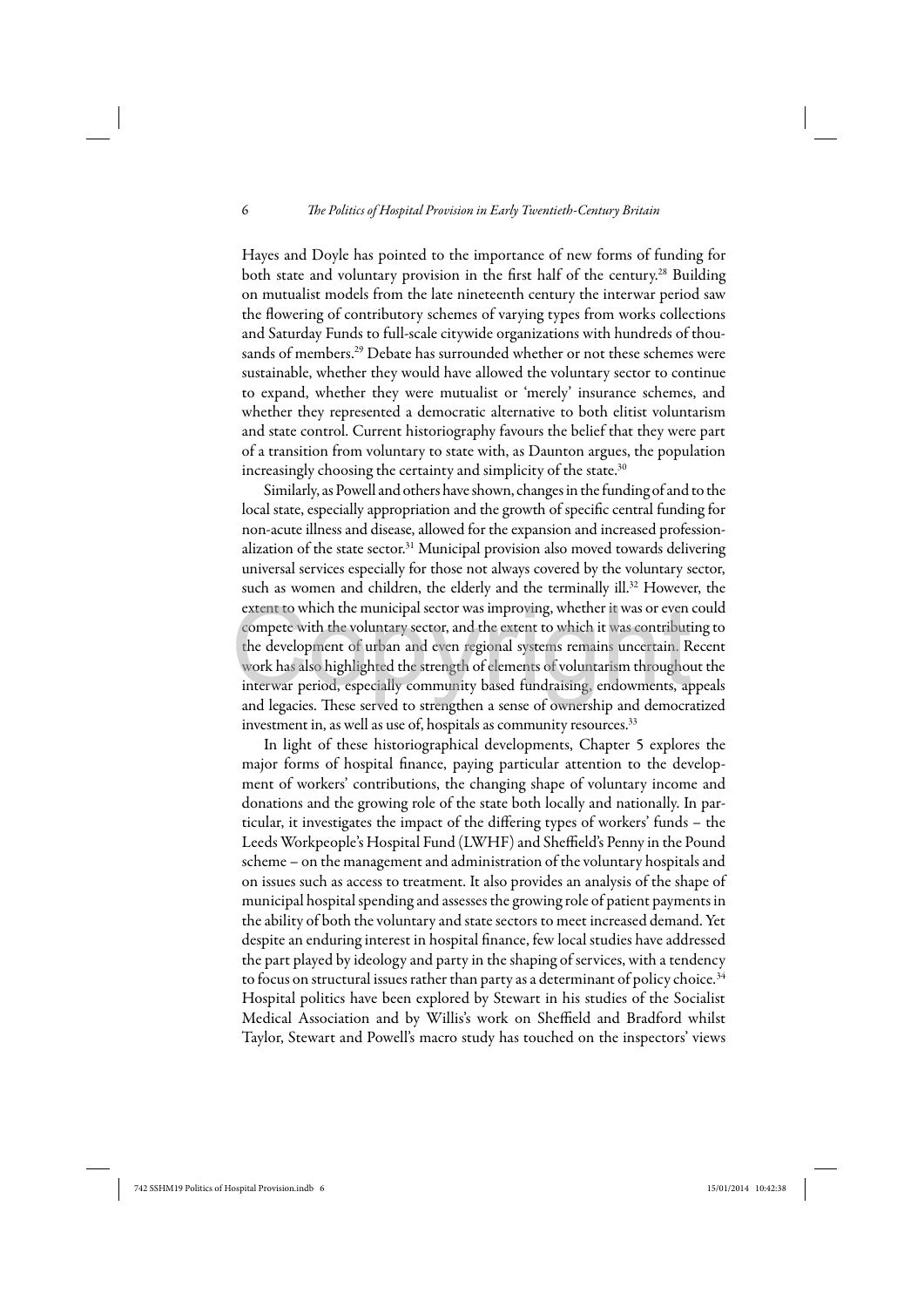Hayes and Doyle has pointed to the importance of new forms of funding for both state and voluntary provision in the first half of the century.[28] Building on mutualist models from the late nineteenth century the interwar period saw the flowering of contributory schemes of varying types from works collections and Saturday Funds to full-scale citywide organizations with hundreds of thousands of members.[29] Debate has surrounded whether or not these schemes were sustainable, whether they would have allowed the voluntary sector to continue to expand, whether they were mutualist or 'merely' insurance schemes, and whether they represented a democratic alternative to both elitist voluntarism and state control. Current historiography favours the belief that they were part of a transition from voluntary to state with, as Daunton argues, the population increasingly choosing the certainty and simplicity of the state.[30]

Similarly, as Powell and others have shown, changes in the funding of and to the local state, especially appropriation and the growth of specific central funding for non-acute illness and disease, allowed for the expansion and increased professionalization of the state sector.[31] Municipal provision also moved towards delivering universal services especially for those not always covered by the voluntary sector, such as women and children, the elderly and the terminally ill.[32] However, the extent to which the municipal sector was improving, whether it was or even could compete with the voluntary sector, and the extent to which it was contributing to the development of urban and even regional systems remains uncertain. Recent work has also highlighted the strength of elements of voluntarism throughout the interwar period, especially community based fundraising, endowments, appeals and legacies. These served to strengthen a sense of ownership and democratized investment in, as well as use of, hospitals as community resources.[33]

In light of these historiographical developments, Chapter 5 explores the major forms of hospital finance, paying particular attention to the development of workers' contributions, the changing shape of voluntary income and donations and the growing role of the state both locally and nationally. In particular, it investigates the impact of the differing types of workers' funds – the Leeds Workpeople's Hospital Fund (LWHF) and Sheffield's Penny in the Pound scheme – on the management and administration of the voluntary hospitals and on issues such as access to treatment. It also provides an analysis of the shape of municipal hospital spending and assesses the growing role of patient payments in the ability of both the voluntary and state sectors to meet increased demand. Yet despite an enduring interest in hospital finance, few local studies have addressed the part played by ideology and party in the shaping of services, with a tendency to focus on structural issues rather than party as a determinant of policy choice.[34] Hospital politics have been explored by Stewart in his studies of the Socialist Medical Association and by Willis's work on Sheffield and Bradford whilst Taylor, Stewart and Powell's macro study has touched on the inspectors' views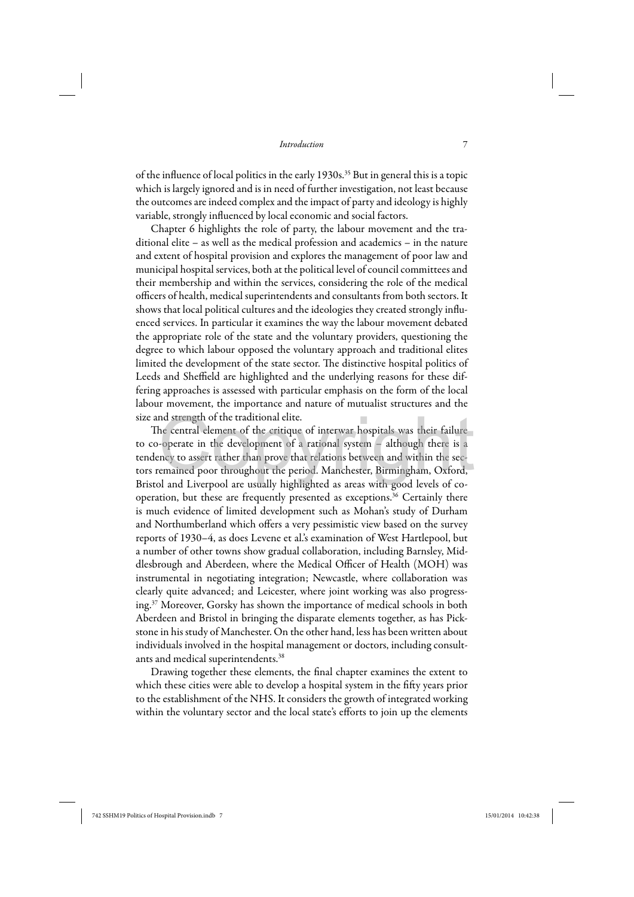of the influence of local politics in the early 1930s.[35] But in general this is a topic which is largely ignored and is in need of further investigation, not least because the outcomes are indeed complex and the impact of party and ideology is highly variable, strongly influenced by local economic and social factors.

Chapter 6 highlights the role of party, the labour movement and the traditional elite – as well as the medical profession and academics – in the nature and extent of hospital provision and explores the management of poor law and municipal hospital services, both at the political level of council committees and their membership and within the services, considering the role of the medical officers of health, medical superintendents and consultants from both sectors. It shows that local political cultures and the ideologies they created strongly influenced services. In particular it examines the way the labour movement debated the appropriate role of the state and the voluntary providers, questioning the degree to which labour opposed the voluntary approach and traditional elites limited the development of the state sector. The distinctive hospital politics of Leeds and Sheffield are highlighted and the underlying reasons for these differing approaches is assessed with particular emphasis on the form of the local labour movement, the importance and nature of mutualist structures and the size and strength of the traditional elite.

The central element of the critique of interwar hospitals was their failure to co-operate in the development of a rational system – although there is a tendency to assert rather than prove that relations between and within the sectors remained poor throughout the period. Manchester, Birmingham, Oxford, Bristol and Liverpool are usually highlighted as areas with good levels of co-operation, but these are frequently presented as exceptions.[36] Certainly there is much evidence of limited development such as Mohan's study of Durham and Northumberland which offers a very pessimistic view based on the survey reports of 1930–4, as does Levene et al.'s examination of West Hartlepool, but a number of other towns show gradual collaboration, including Barnsley, Middlesbrough and Aberdeen, where the Medical Officer of Health (MOH) was instrumental in negotiating integration; Newcastle, where collaboration was clearly quite advanced; and Leicester, where joint working was also progressing.[37] Moreover, Gorsky has shown the importance of medical schools in both Aberdeen and Bristol in bringing the disparate elements together, as has Pickstone in his study of Manchester. On the other hand, less has been written about individuals involved in the hospital management or doctors, including consultants and medical superintendents.[38]

Drawing together these elements, the final chapter examines the extent to which these cities were able to develop a hospital system in the fifty years prior to the establishment of the NHS. It considers the growth of integrated working within the voluntary sector and the local state's efforts to join up the elements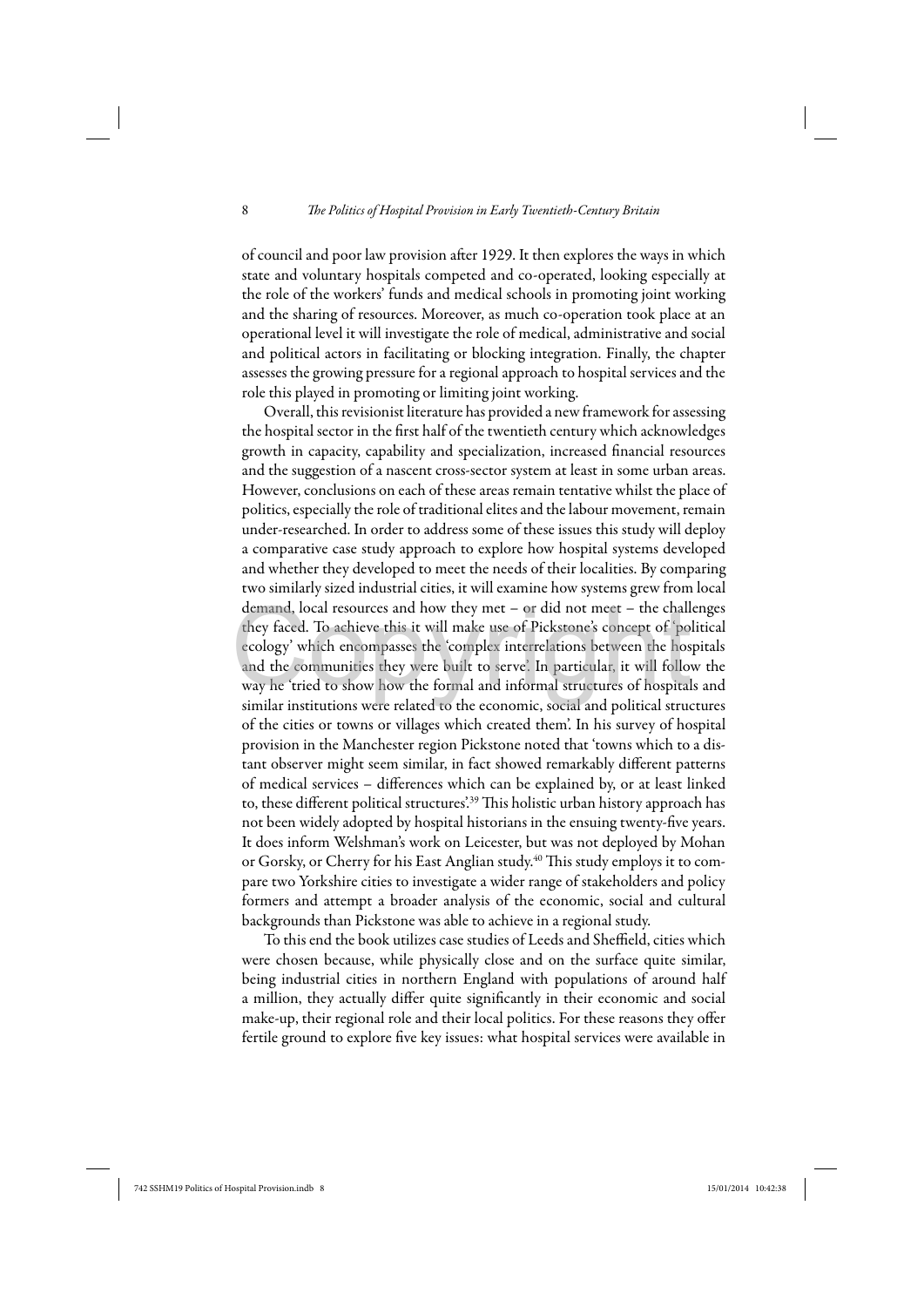of council and poor law provision after 1929. It then explores the ways in which state and voluntary hospitals competed and co-operated, looking especially at the role of the workers' funds and medical schools in promoting joint working and the sharing of resources. Moreover, as much co-operation took place at an operational level it will investigate the role of medical, administrative and social and political actors in facilitating or blocking integration. Finally, the chapter assesses the growing pressure for a regional approach to hospital services and the role this played in promoting or limiting joint working.

Overall, this revisionist literature has provided a new framework for assessing the hospital sector in the first half of the twentieth century which acknowledges growth in capacity, capability and specialization, increased financial resources and the suggestion of a nascent cross-sector system at least in some urban areas. However, conclusions on each of these areas remain tentative whilst the place of politics, especially the role of traditional elites and the labour movement, remain under-researched. In order to address some of these issues this study will deploy a comparative case study approach to explore how hospital systems developed and whether they developed to meet the needs of their localities. By comparing two similarly sized industrial cities, it will examine how systems grew from local demand, local resources and how they met – or did not meet – the challenges they faced. To achieve this it will make use of Pickstone's concept of 'political ecology' which encompasses the 'complex interrelations between the hospitals and the communities they were built to serve'. In particular, it will follow the way he 'tried to show how the formal and informal structures of hospitals and similar institutions were related to the economic, social and political structures of the cities or towns or villages which created them'. In his survey of hospital provision in the Manchester region Pickstone noted that 'towns which to a distant observer might seem similar, in fact showed remarkably different patterns of medical services – differences which can be explained by, or at least linked to, these different political structures'.[39] This holistic urban history approach has not been widely adopted by hospital historians in the ensuing twenty-five years. It does inform Welshman's work on Leicester, but was not deployed by Mohan or Gorsky, or Cherry for his East Anglian study.[40] This study employs it to compare two Yorkshire cities to investigate a wider range of stakeholders and policy formers and attempt a broader analysis of the economic, social and cultural backgrounds than Pickstone was able to achieve in a regional study.

To this end the book utilizes case studies of Leeds and Sheffield, cities which were chosen because, while physically close and on the surface quite similar, being industrial cities in northern England with populations of around half a million, they actually differ quite significantly in their economic and social make-up, their regional role and their local politics. For these reasons they offer fertile ground to explore five key issues: what hospital services were available in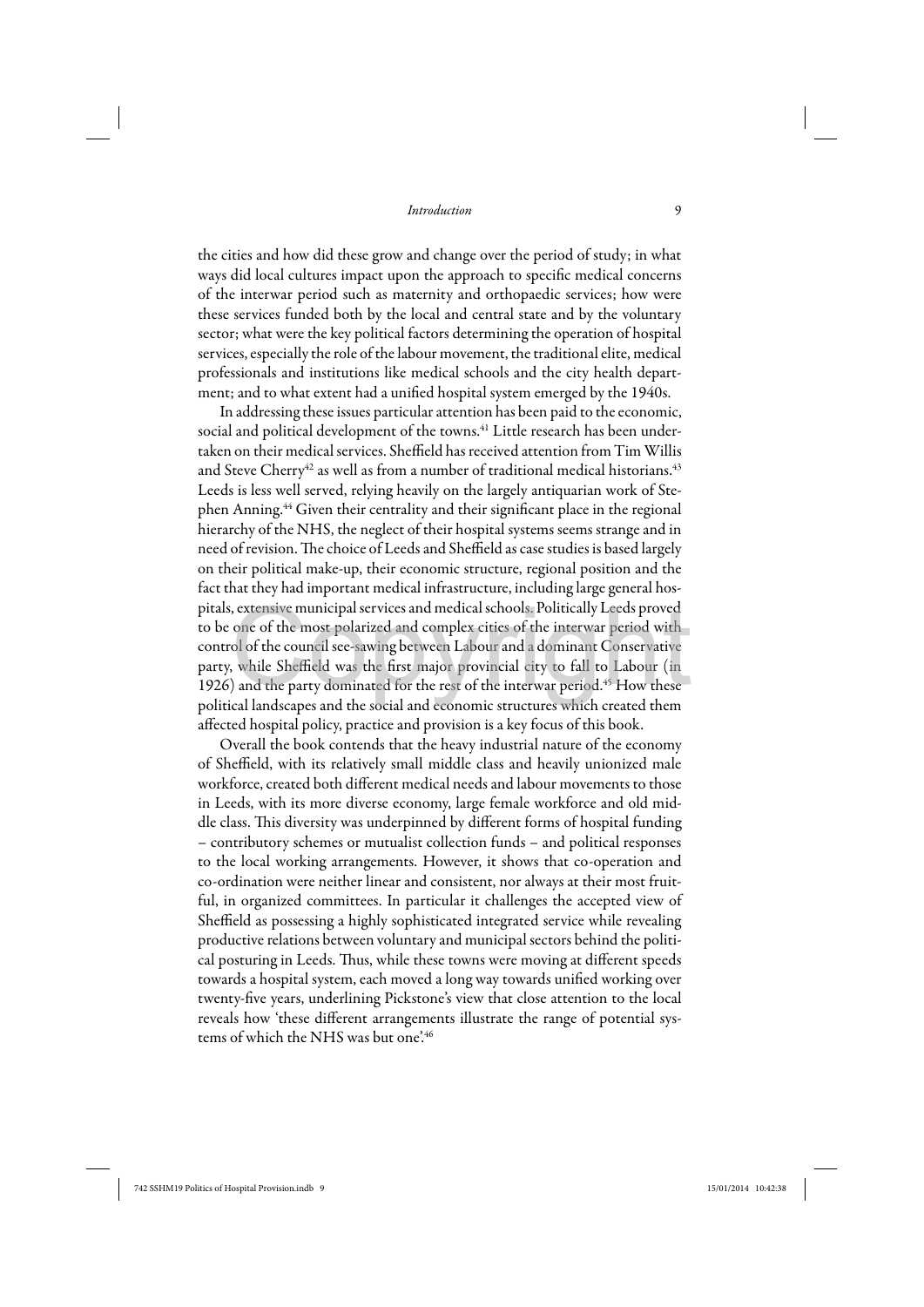the cities and how did these grow and change over the period of study; in what ways did local cultures impact upon the approach to specific medical concerns of the interwar period such as maternity and orthopaedic services; how were these services funded both by the local and central state and by the voluntary sector; what were the key political factors determining the operation of hospital services, especially the role of the labour movement, the traditional elite, medical professionals and institutions like medical schools and the city health department; and to what extent had a unified hospital system emerged by the 1940s.

In addressing these issues particular attention has been paid to the economic, social and political development of the towns.[41] Little research has been undertaken on their medical services. Sheffield has received attention from Tim Willis and Steve Cherry[42] as well as from a number of traditional medical historians.[43] Leeds is less well served, relying heavily on the largely antiquarian work of Stephen Anning.[44] Given their centrality and their significant place in the regional hierarchy of the NHS, the neglect of their hospital systems seems strange and in need of revision. The choice of Leeds and Sheffield as case studies is based largely on their political make-up, their economic structure, regional position and the fact that they had important medical infrastructure, including large general hospitals, extensive municipal services and medical schools. Politically Leeds proved to be one of the most polarized and complex cities of the interwar period with control of the council see-sawing between Labour and a dominant Conservative party, while Sheffield was the first major provincial city to fall to Labour (in 1926) and the party dominated for the rest of the interwar period.[45] How these political landscapes and the social and economic structures which created them affected hospital policy, practice and provision is a key focus of this book.

Overall the book contends that the heavy industrial nature of the economy of Sheffield, with its relatively small middle class and heavily unionized male workforce, created both different medical needs and labour movements to those in Leeds, with its more diverse economy, large female workforce and old middle class. This diversity was underpinned by different forms of hospital funding – contributory schemes or mutualist collection funds – and political responses to the local working arrangements. However, it shows that co-operation and co-ordination were neither linear and consistent, nor always at their most fruitful, in organized committees. In particular it challenges the accepted view of Sheffield as possessing a highly sophisticated integrated service while revealing productive relations between voluntary and municipal sectors behind the political posturing in Leeds. Thus, while these towns were moving at different speeds towards a hospital system, each moved a long way towards unified working over twenty-five years, underlining Pickstone's view that close attention to the local reveals how 'these different arrangements illustrate the range of potential systems of which the NHS was but one'.[46]